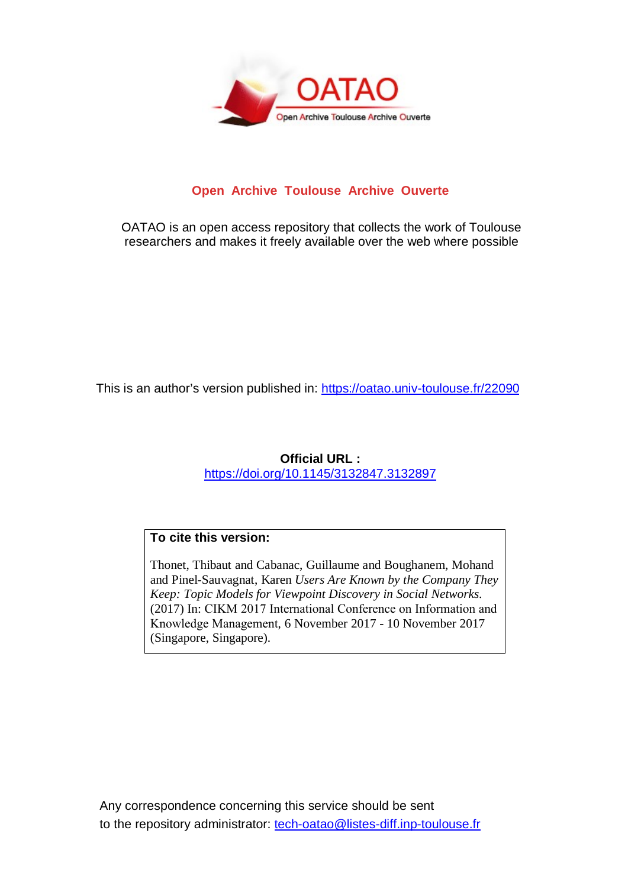**Open Archive Toulouse Archive Ouverte**

OATAO is an open access repository that collects the work of Toulouse researchers and makes it freely available over the web where possible

This is an author's version published in: https://oatao.univ-toulouse.fr/22090

**Official URL :**
https://doi.org/10.1145/3132847.3132897

**To cite this version:**

Thonet, Thibaut and Cabanac, Guillaume and Boughanem, Mohand and Pinel-Sauvagnat, Karen *Users Are Known by the Company They Keep: Topic Models for Viewpoint Discovery in Social Networks.* (2017) In: CIKM 2017 International Conference on Information and Knowledge Management, 6 November 2017 - 10 November 2017 (Singapore, Singapore).

Any correspondence concerning this service should be sent to the repository administrator: tech-oatao@listes-diff.inp-toulouse.fr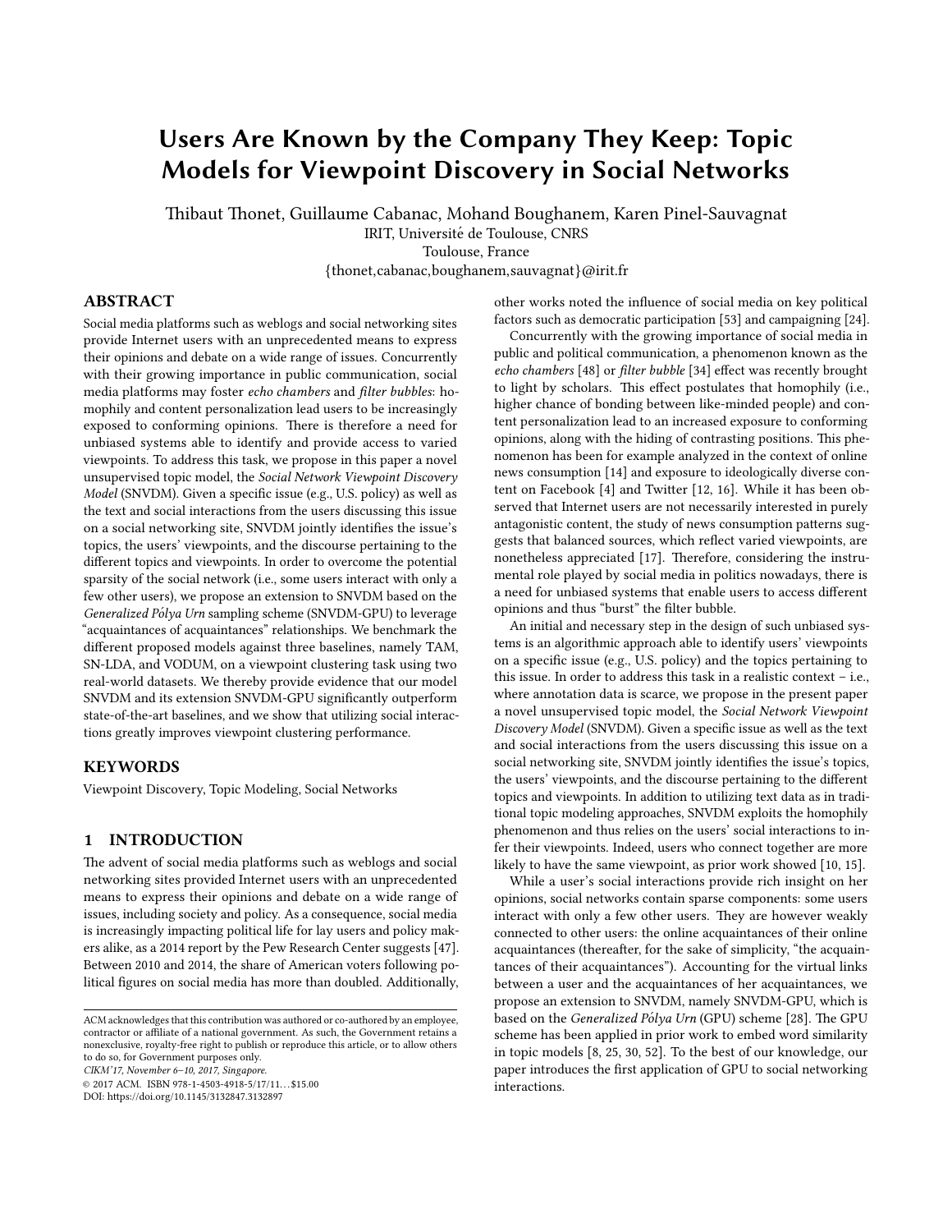# Users Are Known by the Company They Keep: Topic Models for Viewpoint Discovery in Social Networks

Thibaut Thonet, Guillaume Cabanac, Mohand Boughanem, Karen Pinel-Sauvagnat
IRIT, Université de Toulouse, CNRS
Toulouse, France
{thonet,cabanac,boughanem,sauvagnat}@irit.fr

## ABSTRACT

Social media platforms such as weblogs and social networking sites provide Internet users with an unprecedented means to express their opinions and debate on a wide range of issues. Concurrently with their growing importance in public communication, social media platforms may foster *echo chambers* and *filter bubbles*: homophily and content personalization lead users to be increasingly exposed to conforming opinions. There is therefore a need for unbiased systems able to identify and provide access to varied viewpoints. To address this task, we propose in this paper a novel unsupervised topic model, the *Social Network Viewpoint Discovery Model* (SNVDM). Given a specific issue (e.g., U.S. policy) as well as the text and social interactions from the users discussing this issue on a social networking site, SNVDM jointly identifies the issue's topics, the users' viewpoints, and the discourse pertaining to the different topics and viewpoints. In order to overcome the potential sparsity of the social network (i.e., some users interact with only a few other users), we propose an extension to SNVDM based on the *Generalized Pólya Urn* sampling scheme (SNVDM-GPU) to leverage "acquaintances of acquaintances" relationships. We benchmark the different proposed models against three baselines, namely TAM, SN-LDA, and VODUM, on a viewpoint clustering task using two real-world datasets. We thereby provide evidence that our model SNVDM and its extension SNVDM-GPU significantly outperform state-of-the-art baselines, and we show that utilizing social interactions greatly improves viewpoint clustering performance.

## KEYWORDS

Viewpoint Discovery, Topic Modeling, Social Networks

## 1 INTRODUCTION

The advent of social media platforms such as weblogs and social networking sites provided Internet users with an unprecedented means to express their opinions and debate on a wide range of issues, including society and policy. As a consequence, social media is increasingly impacting political life for lay users and policy makers alike, as a 2014 report by the Pew Research Center suggests [47]. Between 2010 and 2014, the share of American voters following political figures on social media has more than doubled. Additionally, other works noted the influence of social media on key political factors such as democratic participation [53] and campaigning [24].

Concurrently with the growing importance of social media in public and political communication, a phenomenon known as the *echo chambers* [48] or *filter bubble* [34] effect was recently brought to light by scholars. This effect postulates that homophily (i.e., higher chance of bonding between like-minded people) and content personalization lead to an increased exposure to conforming opinions, along with the hiding of contrasting positions. This phenomenon has been for example analyzed in the context of online news consumption [14] and exposure to ideologically diverse content on Facebook [4] and Twitter [12, 16]. While it has been observed that Internet users are not necessarily interested in purely antagonistic content, the study of news consumption patterns suggests that balanced sources, which reflect varied viewpoints, are nonetheless appreciated [17]. Therefore, considering the instrumental role played by social media in politics nowadays, there is a need for unbiased systems that enable users to access different opinions and thus "burst" the filter bubble.

An initial and necessary step in the design of such unbiased systems is an algorithmic approach able to identify users' viewpoints on a specific issue (e.g., U.S. policy) and the topics pertaining to this issue. In order to address this task in a realistic context – i.e., where annotation data is scarce, we propose in the present paper a novel unsupervised topic model, the *Social Network Viewpoint Discovery Model* (SNVDM). Given a specific issue as well as the text and social interactions from the users discussing this issue on a social networking site, SNVDM jointly identifies the issue's topics, the users' viewpoints, and the discourse pertaining to the different topics and viewpoints. In addition to utilizing text data as in traditional topic modeling approaches, SNVDM exploits the homophily phenomenon and thus relies on the users' social interactions to infer their viewpoints. Indeed, users who connect together are more likely to have the same viewpoint, as prior work showed [10, 15].

While a user's social interactions provide rich insight on her opinions, social networks contain sparse components: some users interact with only a few other users. They are however weakly connected to other users: the online acquaintances of their online acquaintances (thereafter, for the sake of simplicity, "the acquaintances of their acquaintances"). Accounting for the virtual links between a user and the acquaintances of her acquaintances, we propose an extension to SNVDM, namely SNVDM-GPU, which is based on the *Generalized Pólya Urn* (GPU) scheme [28]. The GPU scheme has been applied in prior work to embed word similarity in topic models [8, 25, 30, 52]. To the best of our knowledge, our paper introduces the first application of GPU to social networking interactions.

ACM acknowledges that this contribution was authored or co-authored by an employee, contractor or affiliate of a national government. As such, the Government retains a nonexclusive, royalty-free right to publish or reproduce this article, or to allow others to do so, for Government purposes only.
*CIKM'17, November 6–10, 2017, Singapore.*
© 2017 ACM. ISBN 978-1-4503-4918-5/17/11…$15.00
DOI: https://doi.org/10.1145/3132847.3132897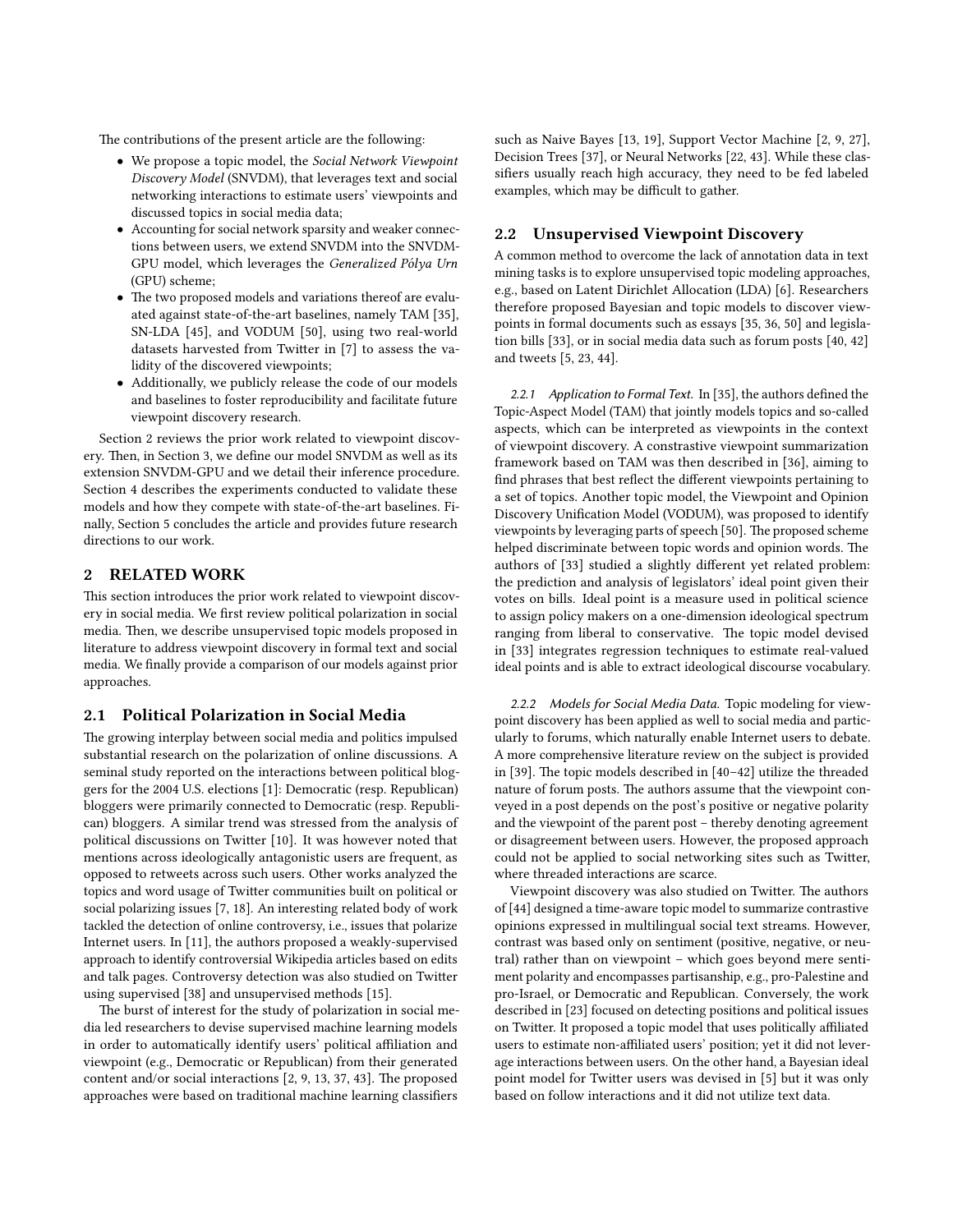The contributions of the present article are the following:

- We propose a topic model, the *Social Network Viewpoint Discovery Model* (SNVDM), that leverages text and social networking interactions to estimate users' viewpoints and discussed topics in social media data;
- Accounting for social network sparsity and weaker connections between users, we extend SNVDM into the SNVDM-GPU model, which leverages the *Generalized Pólya Urn* (GPU) scheme;
- The two proposed models and variations thereof are evaluated against state-of-the-art baselines, namely TAM [35], SN-LDA [45], and VODUM [50], using two real-world datasets harvested from Twitter in [7] to assess the validity of the discovered viewpoints;
- Additionally, we publicly release the code of our models and baselines to foster reproducibility and facilitate future viewpoint discovery research.

Section 2 reviews the prior work related to viewpoint discovery. Then, in Section 3, we define our model SNVDM as well as its extension SNVDM-GPU and we detail their inference procedure. Section 4 describes the experiments conducted to validate these models and how they compete with state-of-the-art baselines. Finally, Section 5 concludes the article and provides future research directions to our work.

## 2 RELATED WORK

This section introduces the prior work related to viewpoint discovery in social media. We first review political polarization in social media. Then, we describe unsupervised topic models proposed in literature to address viewpoint discovery in formal text and social media. We finally provide a comparison of our models against prior approaches.

### 2.1 Political Polarization in Social Media

The growing interplay between social media and politics impulsed substantial research on the polarization of online discussions. A seminal study reported on the interactions between political bloggers for the 2004 U.S. elections [1]: Democratic (resp. Republican) bloggers were primarily connected to Democratic (resp. Republican) bloggers. A similar trend was stressed from the analysis of political discussions on Twitter [10]. It was however noted that mentions across ideologically antagonistic users are frequent, as opposed to retweets across such users. Other works analyzed the topics and word usage of Twitter communities built on political or social polarizing issues [7, 18]. An interesting related body of work tackled the detection of online controversy, i.e., issues that polarize Internet users. In [11], the authors proposed a weakly-supervised approach to identify controversial Wikipedia articles based on edits and talk pages. Controversy detection was also studied on Twitter using supervised [38] and unsupervised methods [15].

The burst of interest for the study of polarization in social media led researchers to devise supervised machine learning models in order to automatically identify users' political affiliation and viewpoint (e.g., Democratic or Republican) from their generated content and/or social interactions [2, 9, 13, 37, 43]. The proposed approaches were based on traditional machine learning classifiers such as Naive Bayes [13, 19], Support Vector Machine [2, 9, 27], Decision Trees [37], or Neural Networks [22, 43]. While these classifiers usually reach high accuracy, they need to be fed labeled examples, which may be difficult to gather.

### 2.2 Unsupervised Viewpoint Discovery

A common method to overcome the lack of annotation data in text mining tasks is to explore unsupervised topic modeling approaches, e.g., based on Latent Dirichlet Allocation (LDA) [6]. Researchers therefore proposed Bayesian and topic models to discover viewpoints in formal documents such as essays [35, 36, 50] and legislation bills [33], or in social media data such as forum posts [40, 42] and tweets [5, 23, 44].

*2.2.1 Application to Formal Text.* In [35], the authors defined the Topic-Aspect Model (TAM) that jointly models topics and so-called aspects, which can be interpreted as viewpoints in the context of viewpoint discovery. A constrastive viewpoint summarization framework based on TAM was then described in [36], aiming to find phrases that best reflect the different viewpoints pertaining to a set of topics. Another topic model, the Viewpoint and Opinion Discovery Unification Model (VODUM), was proposed to identify viewpoints by leveraging parts of speech [50]. The proposed scheme helped discriminate between topic words and opinion words. The authors of [33] studied a slightly different yet related problem: the prediction and analysis of legislators' ideal point given their votes on bills. Ideal point is a measure used in political science to assign policy makers on a one-dimension ideological spectrum ranging from liberal to conservative. The topic model devised in [33] integrates regression techniques to estimate real-valued ideal points and is able to extract ideological discourse vocabulary.

*2.2.2 Models for Social Media Data.* Topic modeling for viewpoint discovery has been applied as well to social media and particularly to forums, which naturally enable Internet users to debate. A more comprehensive literature review on the subject is provided in [39]. The topic models described in [40–42] utilize the threaded nature of forum posts. The authors assume that the viewpoint conveyed in a post depends on the post's positive or negative polarity and the viewpoint of the parent post – thereby denoting agreement or disagreement between users. However, the proposed approach could not be applied to social networking sites such as Twitter, where threaded interactions are scarce.

Viewpoint discovery was also studied on Twitter. The authors of [44] designed a time-aware topic model to summarize contrastive opinions expressed in multilingual social text streams. However, contrast was based only on sentiment (positive, negative, or neutral) rather than on viewpoint – which goes beyond mere sentiment polarity and encompasses partisanship, e.g., pro-Palestine and pro-Israel, or Democratic and Republican. Conversely, the work described in [23] focused on detecting positions and political issues on Twitter. It proposed a topic model that uses politically affiliated users to estimate non-affiliated users' position; yet it did not leverage interactions between users. On the other hand, a Bayesian ideal point model for Twitter users was devised in [5] but it was only based on follow interactions and it did not utilize text data.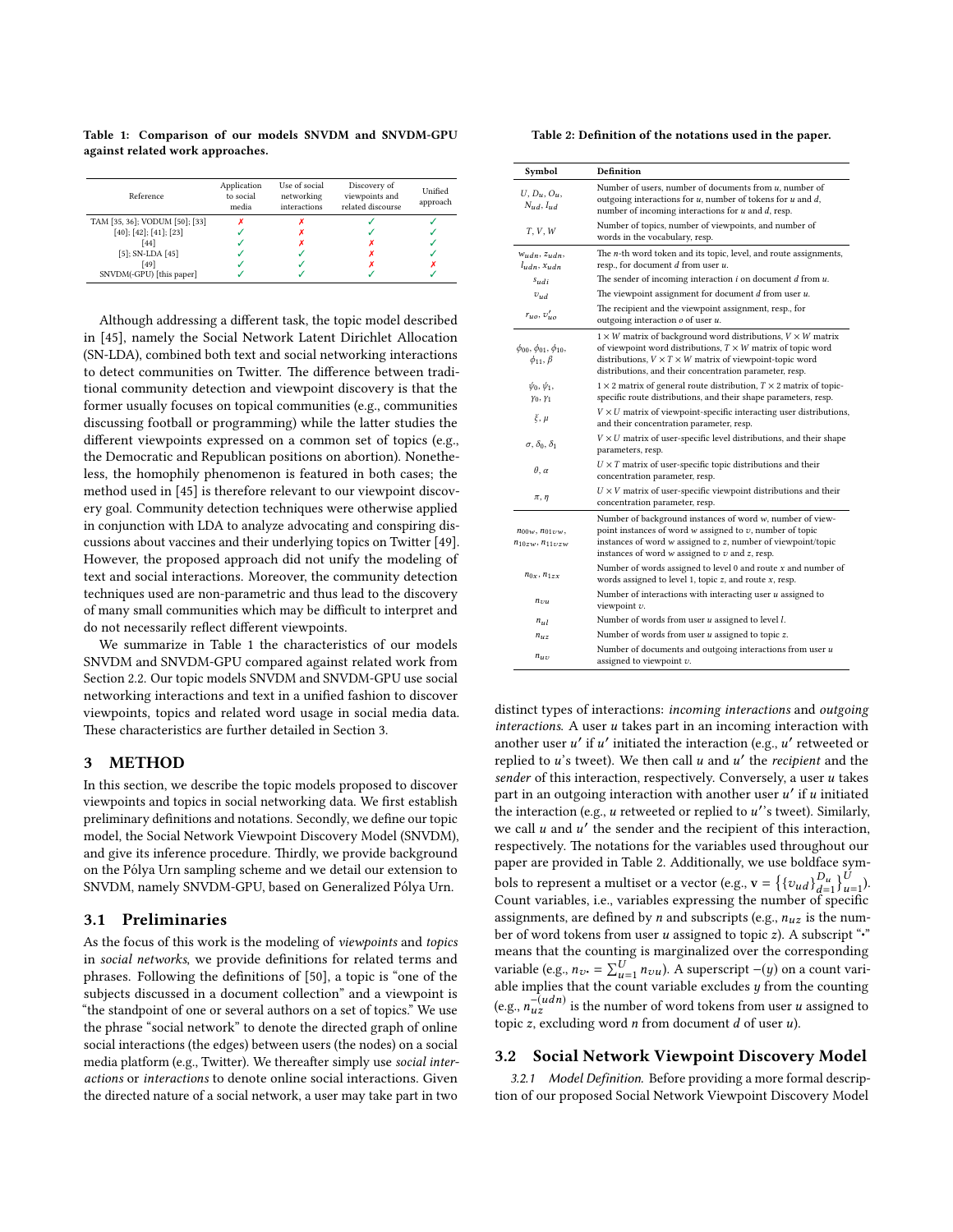Table 1: Comparison of our models SNVDM and SNVDM-GPU against related work approaches.

| Reference | Application to social media | Use of social networking interactions | Discovery of viewpoints and related discourse | Unified approach |
|---|---|---|---|---|
| TAM [35, 36]; VODUM [50]; [33] | ✗ | ✗ | ✓ | ✓ |
| [40]; [42]; [41]; [23] | ✓ | ✗ | ✓ | ✓ |
| [44] | ✓ | ✗ | ✗ | ✓ |
| [5]; SN-LDA [45] | ✓ | ✓ | ✗ | ✓ |
| [49] | ✓ | ✓ | ✗ | ✗ |
| SNVDM(-GPU) [this paper] | ✓ | ✓ | ✓ | ✓ |

Although addressing a different task, the topic model described in [45], namely the Social Network Latent Dirichlet Allocation (SN-LDA), combined both text and social networking interactions to detect communities on Twitter. The difference between traditional community detection and viewpoint discovery is that the former usually focuses on topical communities (e.g., communities discussing football or programming) while the latter studies the different viewpoints expressed on a common set of topics (e.g., the Democratic and Republican positions on abortion). Nonetheless, the homophily phenomenon is featured in both cases; the method used in [45] is therefore relevant to our viewpoint discovery goal. Community detection techniques were otherwise applied in conjunction with LDA to analyze advocating and conspiring discussions about vaccines and their underlying topics on Twitter [49]. However, the proposed approach did not unify the modeling of text and social interactions. Moreover, the community detection techniques used are non-parametric and thus lead to the discovery of many small communities which may be difficult to interpret and do not necessarily reflect different viewpoints.

We summarize in Table 1 the characteristics of our models SNVDM and SNVDM-GPU compared against related work from Section 2.2. Our topic models SNVDM and SNVDM-GPU use social networking interactions and text in a unified fashion to discover viewpoints, topics and related word usage in social media data. These characteristics are further detailed in Section 3.

# 3 METHOD

In this section, we describe the topic models proposed to discover viewpoints and topics in social networking data. We first establish preliminary definitions and notations. Secondly, we define our topic model, the Social Network Viewpoint Discovery Model (SNVDM), and give its inference procedure. Thirdly, we provide background on the Pólya Urn sampling scheme and we detail our extension to SNVDM, namely SNVDM-GPU, based on Generalized Pólya Urn.

## 3.1 Preliminaries

As the focus of this work is the modeling of *viewpoints* and *topics* in *social networks*, we provide definitions for related terms and phrases. Following the definitions of [50], a topic is "one of the subjects discussed in a document collection" and a viewpoint is "the standpoint of one or several authors on a set of topics." We use the phrase "social network" to denote the directed graph of online social interactions (the edges) between users (the nodes) on a social media platform (e.g., Twitter). We thereafter simply use *social interactions* or *interactions* to denote online social interactions. Given the directed nature of a social network, a user may take part in two distinct types of interactions: *incoming interactions* and *outgoing interactions*. A user $u$ takes part in an incoming interaction with another user $u'$ if $u'$ initiated the interaction (e.g., $u'$ retweeted or replied to $u$'s tweet). We then call $u$ and $u'$ the *recipient* and the *sender* of this interaction, respectively. Conversely, a user $u$ takes part in an outgoing interaction with another user $u'$ if $u$ initiated the interaction (e.g., $u$ retweeted or replied to $u'$'s tweet). Similarly, we call $u$ and $u'$ the sender and the recipient of this interaction, respectively. The notations for the variables used throughout our paper are provided in Table 2. Additionally, we use boldface symbols to represent a multiset or a vector (e.g., $\mathbf{v} = \left\{\{v_{ud}\}_{d=1}^{D_u}\right\}_{u=1}^{U}$). Count variables, i.e., variables expressing the number of specific assignments, are defined by $n$ and subscripts (e.g., $n_{uz}$ is the number of word tokens from user $u$ assigned to topic $z$). A subscript "$\bullet$" means that the counting is marginalized over the corresponding variable (e.g., $n_{v\bullet} = \sum_{u=1}^{U} n_{vu}$). A superscript $-(y)$ on a count variable implies that the count variable excludes $y$ from the counting (e.g., $n_{uz}^{-(udn)}$ is the number of word tokens from user $u$ assigned to topic $z$, excluding word $n$ from document $d$ of user $u$).

Table 2: Definition of the notations used in the paper.

| Symbol | Definition |
|---|---|
| $U$, $D_u$, $O_u$, $N_{ud}$, $I_{ud}$ | Number of users, number of documents from $u$, number of outgoing interactions for $u$, number of tokens for $u$ and $d$, number of incoming interactions for $u$ and $d$, resp. |
| $T$, $V$, $W$ | Number of topics, number of viewpoints, and number of words in the vocabulary, resp. |
| $w_{udn}$, $z_{udn}$, $l_{udn}$, $x_{udn}$ | The $n$-th word token and its topic, level, and route assignments, resp., for document $d$ from user $u$. |
| $s_{udi}$ | The sender of incoming interaction $i$ on document $d$ from $u$. |
| $v_{ud}$ | The viewpoint assignment for document $d$ from user $u$. |
| $r_{uo}$, $v'_{uo}$ | The recipient and the viewpoint assignment, resp., for outgoing interaction $o$ of user $u$. |
| $\phi_{00}$, $\phi_{01}$, $\phi_{10}$, $\phi_{11}$, $\beta$ | $1 \times W$ matrix of background word distributions, $V \times W$ matrix of viewpoint word distributions, $T \times W$ matrix of topic word distributions, $V \times T \times W$ matrix of viewpoint-topic word distributions, and their concentration parameter, resp. |
| $\psi_0$, $\psi_1$, $\gamma_0$, $\gamma_1$ | $1 \times 2$ matrix of general route distribution, $T \times 2$ matrix of topic-specific route distributions, and their shape parameters, resp. |
| $\xi$, $\mu$ | $V \times U$ matrix of viewpoint-specific interacting user distributions, and their concentration parameter, resp. |
| $\sigma$, $\delta_0$, $\delta_1$ | $V \times U$ matrix of user-specific level distributions, and their shape parameters, resp. |
| $\theta$, $\alpha$ | $U \times T$ matrix of user-specific topic distributions and their concentration parameter, resp. |
| $\pi$, $\eta$ | $U \times V$ matrix of user-specific viewpoint distributions and their concentration parameter, resp. |
| $n_{00w}$, $n_{01vw}$, $n_{10zw}$, $n_{11vzw}$ | Number of background instances of word $w$, number of viewpoint instances of word $w$ assigned to $v$, number of topic instances of word $w$ assigned to $z$, number of viewpoint/topic instances of word $w$ assigned to $v$ and $z$, resp. |
| $n_{0x}$, $n_{1zx}$ | Number of words assigned to level 0 and route $x$ and number of words assigned to level 1, topic $z$, and route $x$, resp. |
| $n_{vu}$ | Number of interactions with interacting user $u$ assigned to viewpoint $v$. |
| $n_{ul}$ | Number of words from user $u$ assigned to level $l$. |
| $n_{uz}$ | Number of words from user $u$ assigned to topic $z$. |
| $n_{uv}$ | Number of documents and outgoing interactions from user $u$ assigned to viewpoint $v$. |

## 3.2 Social Network Viewpoint Discovery Model

*3.2.1 Model Definition.* Before providing a more formal description of our proposed Social Network Viewpoint Discovery Model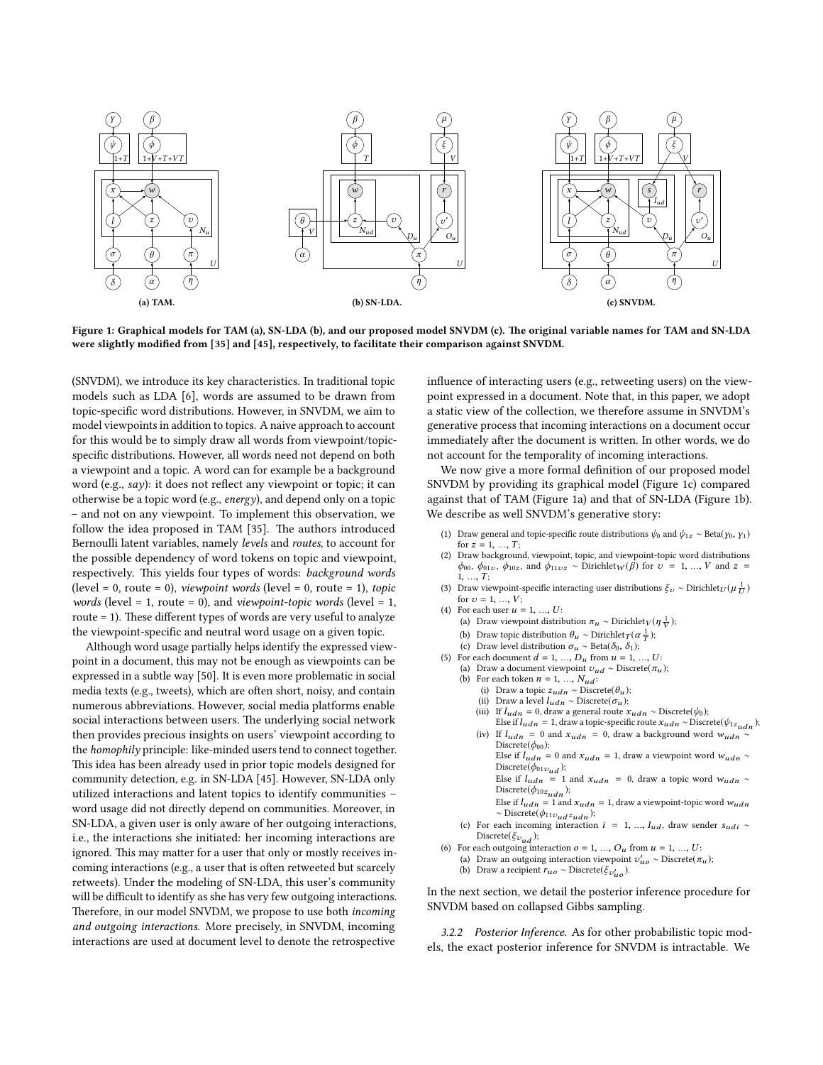**Figure 1: Graphical models for TAM (a), SN-LDA (b), and our proposed model SNVDM (c). The original variable names for TAM and SN-LDA were slightly modified from [35] and [45], respectively, to facilitate their comparison against SNVDM.**

(SNVDM), we introduce its key characteristics. In traditional topic models such as LDA [6], words are assumed to be drawn from topic-specific word distributions. However, in SNVDM, we aim to model viewpoints in addition to topics. A naive approach to account for this would be to simply draw all words from viewpoint/topic-specific distributions. However, all words need not depend on both a viewpoint and a topic. A word can for example be a background word (e.g., *say*): it does not reflect any viewpoint or topic; it can otherwise be a topic word (e.g., *energy*), and depend only on a topic – and not on any viewpoint. To implement this observation, we follow the idea proposed in TAM [35]. The authors introduced Bernoulli latent variables, namely *levels* and *routes*, to account for the possible dependency of word tokens on topic and viewpoint, respectively. This yields four types of words: *background words* (level = 0, route = 0), *viewpoint words* (level = 0, route = 1), *topic words* (level = 1, route = 0), and *viewpoint-topic words* (level = 1, route = 1). These different types of words are very useful to analyze the viewpoint-specific and neutral word usage on a given topic.

Although word usage partially helps identify the expressed viewpoint in a document, this may not be enough as viewpoints can be expressed in a subtle way [50]. It is even more problematic in social media texts (e.g., tweets), which are often short, noisy, and contain numerous abbreviations. However, social media platforms enable social interactions between users. The underlying social network then provides precious insights on users' viewpoint according to the *homophily* principle: like-minded users tend to connect together. This idea has been already used in prior topic models designed for community detection, e.g. in SN-LDA [45]. However, SN-LDA only utilized interactions and latent topics to identify communities – word usage did not directly depend on communities. Moreover, in SN-LDA, a given user is only aware of her outgoing interactions, i.e., the interactions she initiated: her incoming interactions are ignored. This may matter for a user that only or mostly receives incoming interactions (e.g., a user that is often retweeted but scarcely retweets). Under the modeling of SN-LDA, this user's community will be difficult to identify as she has very few outgoing interactions. Therefore, in our model SNVDM, we propose to use both *incoming and outgoing interactions*. More precisely, in SNVDM, incoming interactions are used at document level to denote the retrospective influence of interacting users (e.g., retweeting users) on the viewpoint expressed in a document. Note that, in this paper, we adopt a static view of the collection, we therefore assume in SNVDM's generative process that incoming interactions on a document occur immediately after the document is written. In other words, we do not account for the temporality of incoming interactions.

We now give a more formal definition of our proposed model SNVDM by providing its graphical model (Figure 1c) compared against that of TAM (Figure 1a) and that of SN-LDA (Figure 1b). We describe as well SNVDM's generative story:

1. Draw general and topic-specific route distributions $\psi_0$ and $\psi_{1z} \sim \text{Beta}(\gamma_0, \gamma_1)$ for $z = 1, \ldots, T$;
2. Draw background, viewpoint, topic, and viewpoint-topic word distributions $\phi_{00}$, $\phi_{01v}$, $\phi_{10z}$, and $\phi_{11vz} \sim \text{Dirichlet}_W(\beta)$ for $v = 1, \ldots, V$ and $z = 1, \ldots, T$;
3. Draw viewpoint-specific interacting user distributions $\xi_v \sim \text{Dirichlet}_U(\mu \frac{1}{U})$ for $v = 1, \ldots, V$;
4. For each user $u = 1, \ldots, U$:
   (a) Draw viewpoint distribution $\pi_u \sim \text{Dirichlet}_V(\eta \frac{1}{V})$;
   (b) Draw topic distribution $\theta_u \sim \text{Dirichlet}_T(\alpha \frac{1}{T})$;
   (c) Draw level distribution $\sigma_u \sim \text{Beta}(\delta_0, \delta_1)$;
5. For each document $d = 1, \ldots, D_u$ from $u = 1, \ldots, U$:
   (a) Draw a document viewpoint $v_{ud} \sim \text{Discrete}(\pi_u)$;
   (b) For each token $n = 1, \ldots, N_{ud}$:
      (i) Draw a topic $z_{udn} \sim \text{Discrete}(\theta_u)$;
      (ii) Draw a level $l_{udn} \sim \text{Discrete}(\sigma_u)$;
      (iii) If $l_{udn} = 0$, draw a general route $x_{udn} \sim \text{Discrete}(\psi_0)$;
      Else if $l_{udn} = 1$, draw a topic-specific route $x_{udn} \sim \text{Discrete}(\psi_{1z_{udn}})$;
      (iv) If $l_{udn} = 0$ and $x_{udn} = 0$, draw a background word $w_{udn} \sim \text{Discrete}(\phi_{00})$;
      Else if $l_{udn} = 0$ and $x_{udn} = 1$, draw a viewpoint word $w_{udn} \sim \text{Discrete}(\phi_{01v_{ud}})$;
      Else if $l_{udn} = 1$ and $x_{udn} = 0$, draw a topic word $w_{udn} \sim \text{Discrete}(\phi_{10z_{udn}})$;
      Else if $l_{udn} = 1$ and $x_{udn} = 1$, draw a viewpoint-topic word $w_{udn} \sim \text{Discrete}(\phi_{11v_{ud}z_{udn}})$;
   (c) For each incoming interaction $i = 1, \ldots, I_{ud}$, draw sender $s_{udi} \sim \text{Discrete}(\xi_{v_{ud}})$;
6. For each outgoing interaction $o = 1, \ldots, O_u$ from $u = 1, \ldots, U$:
   (a) Draw an outgoing interaction viewpoint $v'_{uo} \sim \text{Discrete}(\pi_u)$;
   (b) Draw a recipient $r_{uo} \sim \text{Discrete}(\xi_{v'_{uo}})$.

In the next section, we detail the posterior inference procedure for SNVDM based on collapsed Gibbs sampling.

*3.2.2 Posterior Inference.* As for other probabilistic topic models, the exact posterior inference for SNVDM is intractable. We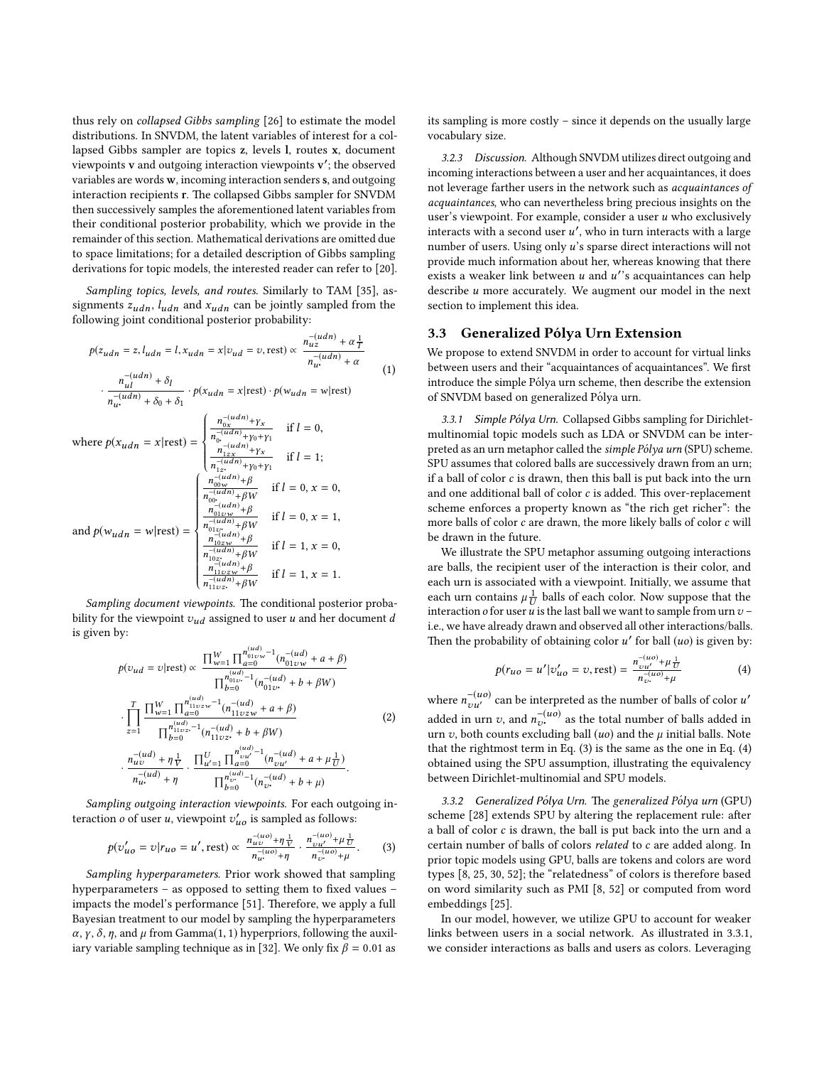thus rely on *collapsed Gibbs sampling* [26] to estimate the model distributions. In SNVDM, the latent variables of interest for a collapsed Gibbs sampler are topics $\mathbf{z}$, levels $\mathbf{l}$, routes $\mathbf{x}$, document viewpoints $\mathbf{v}$ and outgoing interaction viewpoints $\mathbf{v}'$; the observed variables are words $\mathbf{w}$, incoming interaction senders $\mathbf{s}$, and outgoing interaction recipients $\mathbf{r}$. The collapsed Gibbs sampler for SNVDM then successively samples the aforementioned latent variables from their conditional posterior probability, which we provide in the remainder of this section. Mathematical derivations are omitted due to space limitations; for a detailed description of Gibbs sampling derivations for topic models, the interested reader can refer to [20].

*Sampling topics, levels, and routes.* Similarly to TAM [35], assignments $z_{udn}$, $l_{udn}$ and $x_{udn}$ can be jointly sampled from the following joint conditional posterior probability:

$$
p(z_{udn} = z, l_{udn} = l, x_{udn} = x | v_{ud} = v, \text{rest}) \propto \frac{n_{uz}^{-(udn)} + \alpha \frac{1}{T}}{n_{u\cdot}^{-(udn)} + \alpha} \cdot \frac{n_{ul}^{-(udn)} + \delta_l}{n_{u\cdot}^{-(udn)} + \delta_0 + \delta_1} \cdot p(x_{udn} = x | \text{rest}) \cdot p(w_{udn} = w | \text{rest}) \quad (1)
$$

$$
\text{where } p(x_{udn} = x | \text{rest}) = \begin{cases} \frac{n_{0x}^{-(udn)} + \gamma_x}{n_{0\cdot}^{-(udn)} + \gamma_0 + \gamma_1} & \text{if } l = 0, \\ \frac{n_{1zx}^{-(udn)} + \gamma_x}{n_{1z\cdot}^{-(udn)} + \gamma_0 + \gamma_1} & \text{if } l = 1; \end{cases}
$$

$$
\text{and } p(w_{udn} = w | \text{rest}) = \begin{cases} \frac{n_{00w}^{-(udn)} + \beta}{n_{00\cdot}^{-(udn)} + \beta W} & \text{if } l = 0, x = 0, \\ \frac{n_{01vw}^{-(udn)} + \beta}{n_{01v\cdot}^{-(udn)} + \beta W} & \text{if } l = 0, x = 1, \\ \frac{n_{10zw}^{-(udn)} + \beta}{n_{10z\cdot}^{-(udn)} + \beta W} & \text{if } l = 1, x = 0, \\ \frac{n_{11vzw}^{-(udn)} + \beta}{n_{11vz\cdot}^{-(udn)} + \beta W} & \text{if } l = 1, x = 1. \end{cases}
$$

*Sampling document viewpoints.* The conditional posterior probability for the viewpoint $v_{ud}$ assigned to user $u$ and her document $d$ is given by:

$$
\begin{aligned}
p(v_{ud} = v | \text{rest}) \propto & \frac{\prod_{w=1}^{W} \prod_{a=0}^{n_{01vw}^{(ud)} - 1} (n_{01vw}^{-(ud)} + a + \beta)}{\prod_{b=0}^{n_{01v\cdot}^{(ud)} - 1} (n_{01v\cdot}^{-(ud)} + b + \beta W)} \\
& \cdot \prod_{z=1}^{T} \frac{\prod_{w=1}^{W} \prod_{a=0}^{n_{11vzw}^{(ud)} - 1} (n_{11vzw}^{-(ud)} + a + \beta)}{\prod_{b=0}^{n_{11vz\cdot}^{(ud)} - 1} (n_{11vz\cdot}^{-(ud)} + b + \beta W)} \\
& \cdot \frac{n_{uv}^{-(ud)} + \eta \frac{1}{V}}{n_{u\cdot}^{-(ud)} + \eta} \cdot \frac{\prod_{u'=1}^{U} \prod_{a=0}^{n_{vu'}^{(ud)} - 1} (n_{vu'}^{-(ud)} + a + \mu \frac{1}{U})}{\prod_{b=0}^{n_{v\cdot}^{(ud)} - 1} (n_{v\cdot}^{-(ud)} + b + \mu)}.
\end{aligned} \quad (2)
$$

*Sampling outgoing interaction viewpoints.* For each outgoing interaction $o$ of user $u$, viewpoint $v'_{uo}$ is sampled as follows:

$$
p(v'_{uo} = v | r_{uo} = u', \text{rest}) \propto \frac{n_{uv}^{-(uo)} + \eta \frac{1}{V}}{n_{u\cdot}^{-(uo)} + \eta} \cdot \frac{n_{vu'}^{-(uo)} + \mu \frac{1}{U}}{n_{v\cdot}^{-(uo)} + \mu}. \quad (3)
$$

*Sampling hyperparameters.* Prior work showed that sampling hyperparameters – as opposed to setting them to fixed values – impacts the model's performance [51]. Therefore, we apply a full Bayesian treatment to our model by sampling the hyperparameters $\alpha$, $\gamma$, $\delta$, $\eta$, and $\mu$ from Gamma(1, 1) hyperpriors, following the auxiliary variable sampling technique as in [32]. We only fix $\beta = 0.01$ as its sampling is more costly – since it depends on the usually large vocabulary size.

*3.2.3 Discussion.* Although SNVDM utilizes direct outgoing and incoming interactions between a user and her acquaintances, it does not leverage farther users in the network such as *acquaintances of acquaintances*, who can nevertheless bring precious insights on the user's viewpoint. For example, consider a user $u$ who exclusively interacts with a second user $u'$, who in turn interacts with a large number of users. Using only $u$'s sparse direct interactions will not provide much information about her, whereas knowing that there exists a weaker link between $u$ and $u'$'s acquaintances can help describe $u$ more accurately. We augment our model in the next section to implement this idea.

### 3.3 Generalized Pólya Urn Extension

We propose to extend SNVDM in order to account for virtual links between users and their "acquaintances of acquaintances". We first introduce the simple Pólya urn scheme, then describe the extension of SNVDM based on generalized Pólya urn.

*3.3.1 Simple Pólya Urn.* Collapsed Gibbs sampling for Dirichlet-multinomial topic models such as LDA or SNVDM can be interpreted as an urn metaphor called the *simple Pólya urn* (SPU) scheme. SPU assumes that colored balls are successively drawn from an urn; if a ball of color $c$ is drawn, then this ball is put back into the urn and one additional ball of color $c$ is added. This over-replacement scheme enforces a property known as "the rich get richer": the more balls of color $c$ are drawn, the more likely balls of color $c$ will be drawn in the future.

We illustrate the SPU metaphor assuming outgoing interactions are balls, the recipient user of the interaction is their color, and each urn is associated with a viewpoint. Initially, we assume that each urn contains $\mu \frac{1}{U}$ balls of each color. Now suppose that the interaction $o$ for user $u$ is the last ball we want to sample from urn $v$ – i.e., we have already drawn and observed all other interactions/balls. Then the probability of obtaining color $u'$ for ball $(uo)$ is given by:

$$
p(r_{uo} = u' | v'_{uo} = v, \text{rest}) = \frac{n_{vu'}^{-(uo)} + \mu \frac{1}{U}}{n_{v\cdot}^{-(uo)} + \mu} \quad (4)
$$

where $n_{vu'}^{-(uo)}$ can be interpreted as the number of balls of color $u'$ added in urn $v$, and $n_{v\cdot}^{-(uo)}$ as the total number of balls added in urn $v$, both counts excluding ball $(uo)$ and the $\mu$ initial balls. Note that the rightmost term in Eq. (3) is the same as the one in Eq. (4) obtained using the SPU assumption, illustrating the equivalency between Dirichlet-multinomial and SPU models.

*3.3.2 Generalized Pólya Urn.* The *generalized Pólya urn* (GPU) scheme [28] extends SPU by altering the replacement rule: after a ball of color $c$ is drawn, the ball is put back into the urn and a certain number of balls of colors *related* to $c$ are added along. In prior topic models using GPU, balls are tokens and colors are word types [8, 25, 30, 52]; the "relatedness" of colors is therefore based on word similarity such as PMI [8, 52] or computed from word embeddings [25].

In our model, however, we utilize GPU to account for weaker links between users in a social network. As illustrated in 3.3.1, we consider interactions as balls and users as colors. Leveraging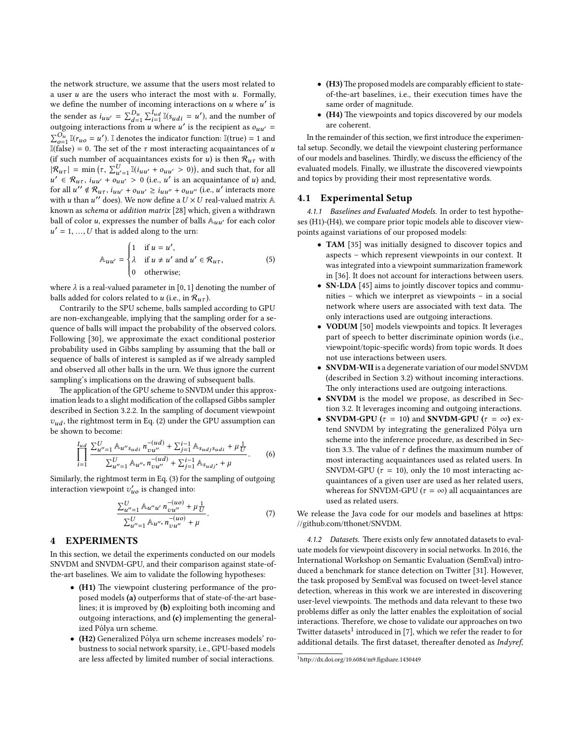the network structure, we assume that the users most related to a user $u$ are the users who interact the most with $u$. Formally, we define the number of incoming interactions on $u$ where $u'$ is the sender as $i_{uu'} = \sum_{d=1}^{D_u} \sum_{i=1}^{I_{ud}} \mathbb{I}(s_{udi} = u')$, and the number of outgoing interactions from $u$ where $u'$ is the recipient as $o_{uu'} = \sum_{o=1}^{O_u} \mathbb{I}(r_{uo} = u')$. $\mathbb{I}$ denotes the indicator function: $\mathbb{I}(\text{true}) = 1$ and $\mathbb{I}(\text{false}) = 0$. The set of the $\tau$ most interacting acquaintances of $u$ (if such number of acquaintances exists for $u$) is then $\mathcal{R}_{u\tau}$ with $|\mathcal{R}_{u\tau}| = \min\left(\tau, \sum_{u'=1}^{U} \mathbb{I}(i_{uu'} + o_{uu'} > 0)\right)$, and such that, for all $u' \in \mathcal{R}_{u\tau}$, $i_{uu'} + o_{uu'} > 0$ (i.e., $u'$ is an acquaintance of $u$) and, for all $u'' \notin \mathcal{R}_{u\tau}$, $i_{uu'} + o_{uu'} \geq i_{uu''} + o_{uu''}$ (i.e., $u'$ interacts more with $u$ than $u''$ does). We now define a $U \times U$ real-valued matrix $\mathbb{A}$ known as *schema* or *addition matrix* [28] which, given a withdrawn ball of color $u$, expresses the number of balls $\mathbb{A}_{uu'}$ for each color $u' = 1, \ldots, U$ that is added along to the urn:

$$\mathbb{A}_{uu'} = \begin{cases} 1 & \text{if } u = u', \\ \lambda & \text{if } u \neq u' \text{ and } u' \in \mathcal{R}_{u\tau}, \\ 0 & \text{otherwise}; \end{cases} \tag{5}$$

where $\lambda$ is a real-valued parameter in $[0, 1]$ denoting the number of balls added for colors related to $u$ (i.e., in $\mathcal{R}_{u\tau}$).

Contrarily to the SPU scheme, balls sampled according to GPU are non-exchangeable, implying that the sampling order for a sequence of balls will impact the probability of the observed colors. Following [30], we approximate the exact conditional posterior probability used in Gibbs sampling by assuming that the ball or sequence of balls of interest is sampled as if we already sampled and observed all other balls in the urn. We thus ignore the current sampling's implications on the drawing of subsequent balls.

The application of the GPU scheme to SNVDM under this approximation leads to a slight modification of the collapsed Gibbs sampler described in Section 3.2.2. In the sampling of document viewpoint $v_{ud}$, the rightmost term in Eq. (2) under the GPU assumption can be shown to become:

$$\prod_{i=1}^{I_{ud}} \frac{\sum_{u''=1}^{U} \mathbb{A}_{u'' s_{udi}} \, n_{vu''}^{-(ud)} + \sum_{j=1}^{i-1} \mathbb{A}_{s_{udj} s_{udi}} + \mu \frac{1}{U}}{\sum_{u''=1}^{U} \mathbb{A}_{u'' \cdot} \, n_{vu''}^{-(ud)} + \sum_{j=1}^{i-1} \mathbb{A}_{s_{udj} \cdot} + \mu}. \tag{6}$$

Similarly, the rightmost term in Eq. (3) for the sampling of outgoing interaction viewpoint $v'_{uo}$ is changed into:

$$\frac{\sum_{u''=1}^{U} \mathbb{A}_{u''u'} \, n_{vu''}^{-(uo)} + \mu \frac{1}{U}}{\sum_{u''=1}^{U} \mathbb{A}_{u'' \cdot} \, n_{vu''}^{-(uo)} + \mu}. \tag{7}$$

# 4 EXPERIMENTS

In this section, we detail the experiments conducted on our models SNVDM and SNVDM-GPU, and their comparison against state-of-the-art baselines. We aim to validate the following hypotheses:

- **(H1)** The viewpoint clustering performance of the proposed models **(a)** outperforms that of state-of-the-art baselines; it is improved by **(b)** exploiting both incoming and outgoing interactions, and **(c)** implementing the generalized Pólya urn scheme.
- **(H2)** Generalized Pólya urn scheme increases models' robustness to social network sparsity, i.e., GPU-based models are less affected by limited number of social interactions.
- **(H3)** The proposed models are comparably efficient to state-of-the-art baselines, i.e., their execution times have the same order of magnitude.
- **(H4)** The viewpoints and topics discovered by our models are coherent.

In the remainder of this section, we first introduce the experimental setup. Secondly, we detail the viewpoint clustering performance of our models and baselines. Thirdly, we discuss the efficiency of the evaluated models. Finally, we illustrate the discovered viewpoints and topics by providing their most representative words.

## 4.1 Experimental Setup

*4.1.1 Baselines and Evaluated Models.* In order to test hypotheses (H1)-(H4), we compare prior topic models able to discover viewpoints against variations of our proposed models:

- **TAM** [35] was initially designed to discover topics and aspects – which represent viewpoints in our context. It was integrated into a viewpoint summarization framework in [36]. It does not account for interactions between users.
- **SN-LDA** [45] aims to jointly discover topics and communities – which we interpret as viewpoints – in a social network where users are associated with text data. The only interactions used are outgoing interactions.
- **VODUM** [50] models viewpoints and topics. It leverages part of speech to better discriminate opinion words (i.e., viewpoint/topic-specific words) from topic words. It does not use interactions between users.
- **SNVDM-WII** is a degenerate variation of our model SNVDM (described in Section 3.2) without incoming interactions. The only interactions used are outgoing interactions.
- **SNVDM** is the model we propose, as described in Section 3.2. It leverages incoming and outgoing interactions.
- **SNVDM-GPU** ($\tau = 10$) and **SNVDM-GPU** ($\tau = \infty$) extend SNVDM by integrating the generalized Pólya urn scheme into the inference procedure, as described in Section 3.3. The value of $\tau$ defines the maximum number of most interacting acquaintances used as related users. In SNVDM-GPU ($\tau = 10$), only the 10 most interacting acquaintances of a given user are used as her related users, whereas for SNVDM-GPU ($\tau = \infty$) all acquaintances are used as related users.

We release the Java code for our models and baselines at https://github.com/tthonet/SNVDM.

*4.1.2 Datasets.* There exists only few annotated datasets to evaluate models for viewpoint discovery in social networks. In 2016, the International Workshop on Semantic Evaluation (SemEval) introduced a benchmark for stance detection on Twitter [31]. However, the task proposed by SemEval was focused on tweet-level stance detection, whereas in this work we are interested in discovering user-level viewpoints. The methods and data relevant to these two problems differ as only the latter enables the exploitation of social interactions. Therefore, we chose to validate our approaches on two Twitter datasets[1] introduced in [7], which we refer the reader to for additional details. The first dataset, thereafter denoted as *Indyref*,

[1] http://dx.doi.org/10.6084/m9.figshare.1430449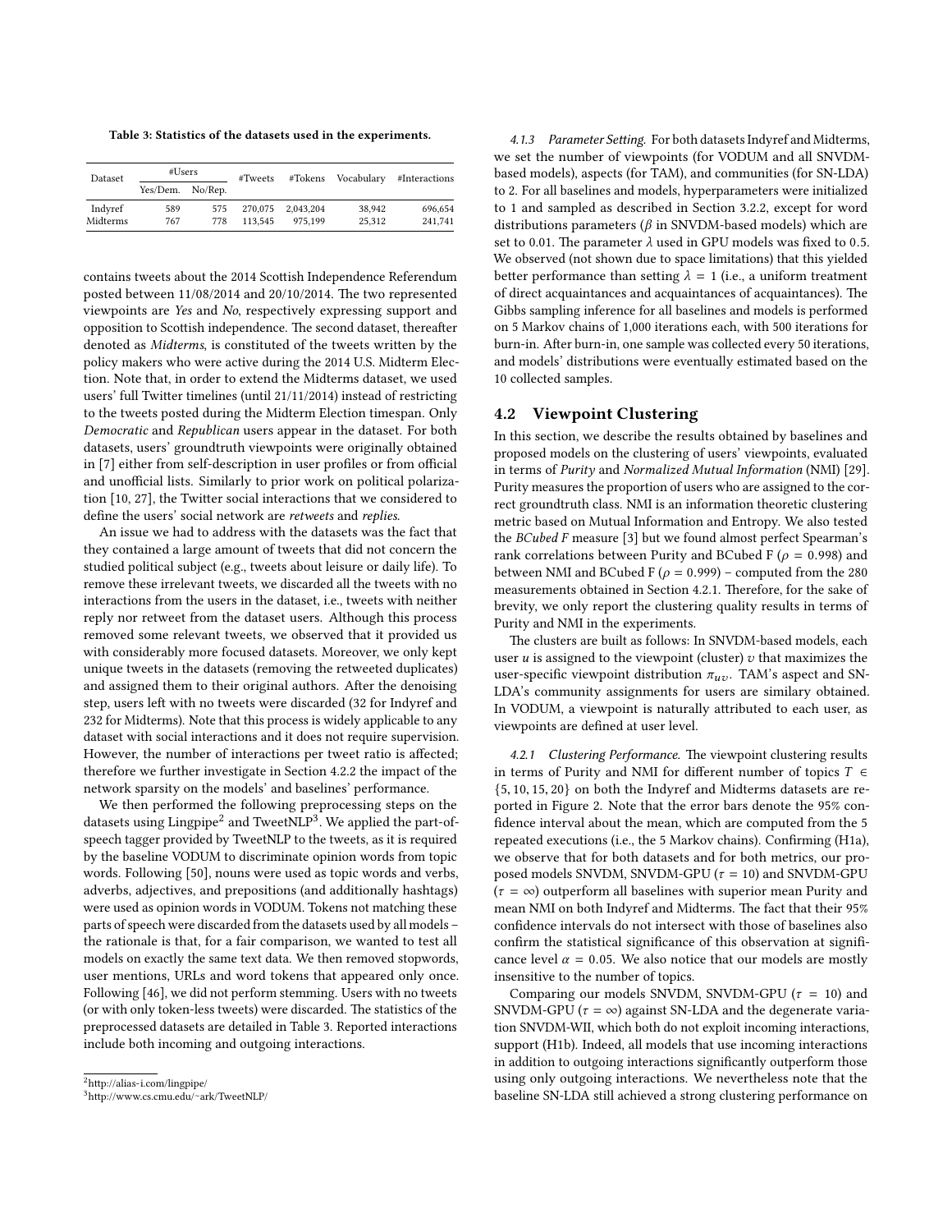Table 3: Statistics of the datasets used in the experiments.

| Dataset | #Users | | #Tweets | #Tokens | Vocabulary | #Interactions |
|---|---|---|---|---|---|---|
| | Yes/Dem. | No/Rep. | | | | |
| Indyref | 589 | 575 | 270,075 | 2,043,204 | 38,942 | 696,654 |
| Midterms | 767 | 778 | 113,545 | 975,199 | 25,312 | 241,741 |

contains tweets about the 2014 Scottish Independence Referendum posted between 11/08/2014 and 20/10/2014. The two represented viewpoints are *Yes* and *No*, respectively expressing support and opposition to Scottish independence. The second dataset, thereafter denoted as *Midterms*, is constituted of the tweets written by the policy makers who were active during the 2014 U.S. Midterm Election. Note that, in order to extend the Midterms dataset, we used users' full Twitter timelines (until 21/11/2014) instead of restricting to the tweets posted during the Midterm Election timespan. Only *Democratic* and *Republican* users appear in the dataset. For both datasets, users' groundtruth viewpoints were originally obtained in [7] either from self-description in user profiles or from official and unofficial lists. Similarly to prior work on political polarization [10, 27], the Twitter social interactions that we considered to define the users' social network are *retweets* and *replies*.

An issue we had to address with the datasets was the fact that they contained a large amount of tweets that did not concern the studied political subject (e.g., tweets about leisure or daily life). To remove these irrelevant tweets, we discarded all the tweets with no interactions from the users in the dataset, i.e., tweets with neither reply nor retweet from the dataset users. Although this process removed some relevant tweets, we observed that it provided us with considerably more focused datasets. Moreover, we only kept unique tweets in the datasets (removing the retweeted duplicates) and assigned them to their original authors. After the denoising step, users left with no tweets were discarded (32 for Indyref and 232 for Midterms). Note that this process is widely applicable to any dataset with social interactions and it does not require supervision. However, the number of interactions per tweet ratio is affected; therefore we further investigate in Section 4.2.2 the impact of the network sparsity on the models' and baselines' performance.

We then performed the following preprocessing steps on the datasets using Lingpipe[2] and TweetNLP[3]. We applied the part-of-speech tagger provided by TweetNLP to the tweets, as it is required by the baseline VODUM to discriminate opinion words from topic words. Following [50], nouns were used as topic words and verbs, adverbs, adjectives, and prepositions (and additionally hashtags) were used as opinion words in VODUM. Tokens not matching these parts of speech were discarded from the datasets used by all models – the rationale is that, for a fair comparison, we wanted to test all models on exactly the same text data. We then removed stopwords, user mentions, URLs and word tokens that appeared only once. Following [46], we did not perform stemming. Users with no tweets (or with only token-less tweets) were discarded. The statistics of the preprocessed datasets are detailed in Table 3. Reported interactions include both incoming and outgoing interactions.

[2] http://alias-i.com/lingpipe/

[3] http://www.cs.cmu.edu/~ark/TweetNLP/

#### 4.1.3 Parameter Setting.

For both datasets Indyref and Midterms, we set the number of viewpoints (for VODUM and all SNVDM-based models), aspects (for TAM), and communities (for SN-LDA) to 2. For all baselines and models, hyperparameters were initialized to 1 and sampled as described in Section 3.2.2, except for word distributions parameters ($\beta$ in SNVDM-based models) which are set to 0.01. The parameter $\lambda$ used in GPU models was fixed to 0.5. We observed (not shown due to space limitations) that this yielded better performance than setting $\lambda = 1$ (i.e., a uniform treatment of direct acquaintances and acquaintances of acquaintances). The Gibbs sampling inference for all baselines and models is performed on 5 Markov chains of 1,000 iterations each, with 500 iterations for burn-in. After burn-in, one sample was collected every 50 iterations, and models' distributions were eventually estimated based on the 10 collected samples.

## 4.2 Viewpoint Clustering

In this section, we describe the results obtained by baselines and proposed models on the clustering of users' viewpoints, evaluated in terms of *Purity* and *Normalized Mutual Information* (NMI) [29]. Purity measures the proportion of users who are assigned to the correct groundtruth class. NMI is an information theoretic clustering metric based on Mutual Information and Entropy. We also tested the *BCubed F* measure [3] but we found almost perfect Spearman's rank correlations between Purity and BCubed F ($\rho = 0.998$) and between NMI and BCubed F ($\rho = 0.999$) – computed from the 280 measurements obtained in Section 4.2.1. Therefore, for the sake of brevity, we only report the clustering quality results in terms of Purity and NMI in the experiments.

The clusters are built as follows: In SNVDM-based models, each user $u$ is assigned to the viewpoint (cluster) $v$ that maximizes the user-specific viewpoint distribution $\pi_{uv}$. TAM's aspect and SN-LDA's community assignments for users are similary obtained. In VODUM, a viewpoint is naturally attributed to each user, as viewpoints are defined at user level.

#### 4.2.1 Clustering Performance.

The viewpoint clustering results in terms of Purity and NMI for different number of topics $T \in \{5, 10, 15, 20\}$ on both the Indyref and Midterms datasets are reported in Figure 2. Note that the error bars denote the 95% confidence interval about the mean, which are computed from the 5 repeated executions (i.e., the 5 Markov chains). Confirming (H1a), we observe that for both datasets and for both metrics, our proposed models SNVDM, SNVDM-GPU ($\tau = 10$) and SNVDM-GPU ($\tau = \infty$) outperform all baselines with superior mean Purity and mean NMI on both Indyref and Midterms. The fact that their 95% confidence intervals do not intersect with those of baselines also confirm the statistical significance of this observation at significance level $\alpha = 0.05$. We also notice that our models are mostly insensitive to the number of topics.

Comparing our models SNVDM, SNVDM-GPU ($\tau = 10$) and SNVDM-GPU ($\tau = \infty$) against SN-LDA and the degenerate variation SNVDM-WII, which both do not exploit incoming interactions, support (H1b). Indeed, all models that use incoming interactions in addition to outgoing interactions significantly outperform those using only outgoing interactions. We nevertheless note that the baseline SN-LDA still achieved a strong clustering performance on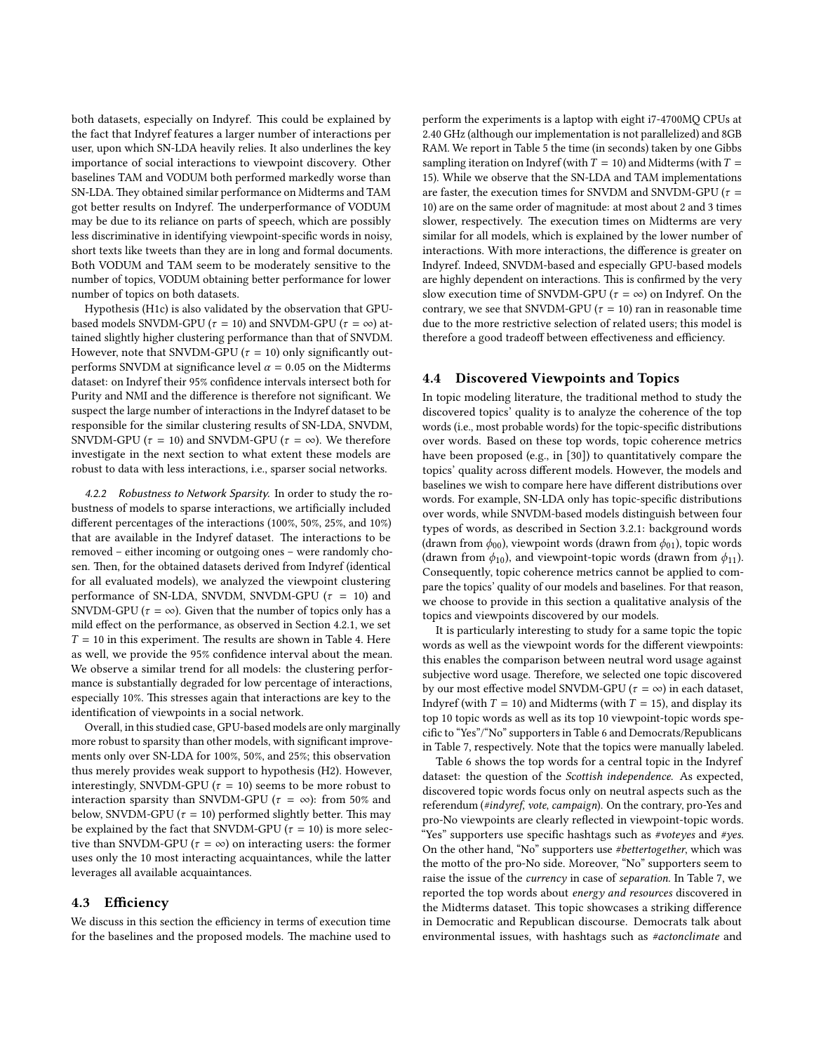both datasets, especially on Indyref. This could be explained by the fact that Indyref features a larger number of interactions per user, upon which SN-LDA heavily relies. It also underlines the key importance of social interactions to viewpoint discovery. Other baselines TAM and VODUM both performed markedly worse than SN-LDA. They obtained similar performance on Midterms and TAM got better results on Indyref. The underperformance of VODUM may be due to its reliance on parts of speech, which are possibly less discriminative in identifying viewpoint-specific words in noisy, short texts like tweets than they are in long and formal documents. Both VODUM and TAM seem to be moderately sensitive to the number of topics, VODUM obtaining better performance for lower number of topics on both datasets.

Hypothesis (H1c) is also validated by the observation that GPU-based models SNVDM-GPU ($\tau = 10$) and SNVDM-GPU ($\tau = \infty$) attained slightly higher clustering performance than that of SNVDM. However, note that SNVDM-GPU ($\tau = 10$) only significantly outperforms SNVDM at significance level $\alpha = 0.05$ on the Midterms dataset: on Indyref their 95% confidence intervals intersect both for Purity and NMI and the difference is therefore not significant. We suspect the large number of interactions in the Indyref dataset to be responsible for the similar clustering results of SN-LDA, SNVDM, SNVDM-GPU ($\tau = 10$) and SNVDM-GPU ($\tau = \infty$). We therefore investigate in the next section to what extent these models are robust to data with less interactions, i.e., sparser social networks.

*4.2.2 Robustness to Network Sparsity.* In order to study the robustness of models to sparse interactions, we artificially included different percentages of the interactions (100%, 50%, 25%, and 10%) that are available in the Indyref dataset. The interactions to be removed – either incoming or outgoing ones – were randomly chosen. Then, for the obtained datasets derived from Indyref (identical for all evaluated models), we analyzed the viewpoint clustering performance of SN-LDA, SNVDM, SNVDM-GPU ($\tau = 10$) and SNVDM-GPU ($\tau = \infty$). Given that the number of topics only has a mild effect on the performance, as observed in Section 4.2.1, we set $T = 10$ in this experiment. The results are shown in Table 4. Here as well, we provide the 95% confidence interval about the mean. We observe a similar trend for all models: the clustering performance is substantially degraded for low percentage of interactions, especially 10%. This stresses again that interactions are key to the identification of viewpoints in a social network.

Overall, in this studied case, GPU-based models are only marginally more robust to sparsity than other models, with significant improvements only over SN-LDA for 100%, 50%, and 25%; this observation thus merely provides weak support to hypothesis (H2). However, interestingly, SNVDM-GPU ($\tau = 10$) seems to be more robust to interaction sparsity than SNVDM-GPU ($\tau = \infty$): from 50% and below, SNVDM-GPU ($\tau = 10$) performed slightly better. This may be explained by the fact that SNVDM-GPU ($\tau = 10$) is more selective than SNVDM-GPU ($\tau = \infty$) on interacting users: the former uses only the 10 most interacting acquaintances, while the latter leverages all available acquaintances.

## 4.3 Efficiency

We discuss in this section the efficiency in terms of execution time for the baselines and the proposed models. The machine used to perform the experiments is a laptop with eight i7-4700MQ CPUs at 2.40 GHz (although our implementation is not parallelized) and 8GB RAM. We report in Table 5 the time (in seconds) taken by one Gibbs sampling iteration on Indyref (with $T = 10$) and Midterms (with $T = 15$). While we observe that the SN-LDA and TAM implementations are faster, the execution times for SNVDM and SNVDM-GPU ($\tau = 10$) are on the same order of magnitude: at most about 2 and 3 times slower, respectively. The execution times on Midterms are very similar for all models, which is explained by the lower number of interactions. With more interactions, the difference is greater on Indyref. Indeed, SNVDM-based and especially GPU-based models are highly dependent on interactions. This is confirmed by the very slow execution time of SNVDM-GPU ($\tau = \infty$) on Indyref. On the contrary, we see that SNVDM-GPU ($\tau = 10$) ran in reasonable time due to the more restrictive selection of related users; this model is therefore a good tradeoff between effectiveness and efficiency.

## 4.4 Discovered Viewpoints and Topics

In topic modeling literature, the traditional method to study the discovered topics' quality is to analyze the coherence of the top words (i.e., most probable words) for the topic-specific distributions over words. Based on these top words, topic coherence metrics have been proposed (e.g., in [30]) to quantitatively compare the topics' quality across different models. However, the models and baselines we wish to compare here have different distributions over words. For example, SN-LDA only has topic-specific distributions over words, while SNVDM-based models distinguish between four types of words, as described in Section 3.2.1: background words (drawn from $\phi_{00}$), viewpoint words (drawn from $\phi_{01}$), topic words (drawn from $\phi_{10}$), and viewpoint-topic words (drawn from $\phi_{11}$). Consequently, topic coherence metrics cannot be applied to compare the topics' quality of our models and baselines. For that reason, we choose to provide in this section a qualitative analysis of the topics and viewpoints discovered by our models.

It is particularly interesting to study for a same topic the topic words as well as the viewpoint words for the different viewpoints: this enables the comparison between neutral word usage against subjective word usage. Therefore, we selected one topic discovered by our most effective model SNVDM-GPU ($\tau = \infty$) in each dataset, Indyref (with $T = 10$) and Midterms (with $T = 15$), and display its top 10 topic words as well as its top 10 viewpoint-topic words specific to "Yes"/"No" supporters in Table 6 and Democrats/Republicans in Table 7, respectively. Note that the topics were manually labeled.

Table 6 shows the top words for a central topic in the Indyref dataset: the question of the *Scottish independence*. As expected, discovered topic words focus only on neutral aspects such as the referendum (*#indyref*, *vote*, *campaign*). On the contrary, pro-Yes and pro-No viewpoints are clearly reflected in viewpoint-topic words. "Yes" supporters use specific hashtags such as *#voteyes* and *#yes*. On the other hand, "No" supporters use *#bettertogether*, which was the motto of the pro-No side. Moreover, "No" supporters seem to raise the issue of the *currency* in case of *separation*. In Table 7, we reported the top words about *energy and resources* discovered in the Midterms dataset. This topic showcases a striking difference in Democratic and Republican discourse. Democrats talk about environmental issues, with hashtags such as *#actonclimate* and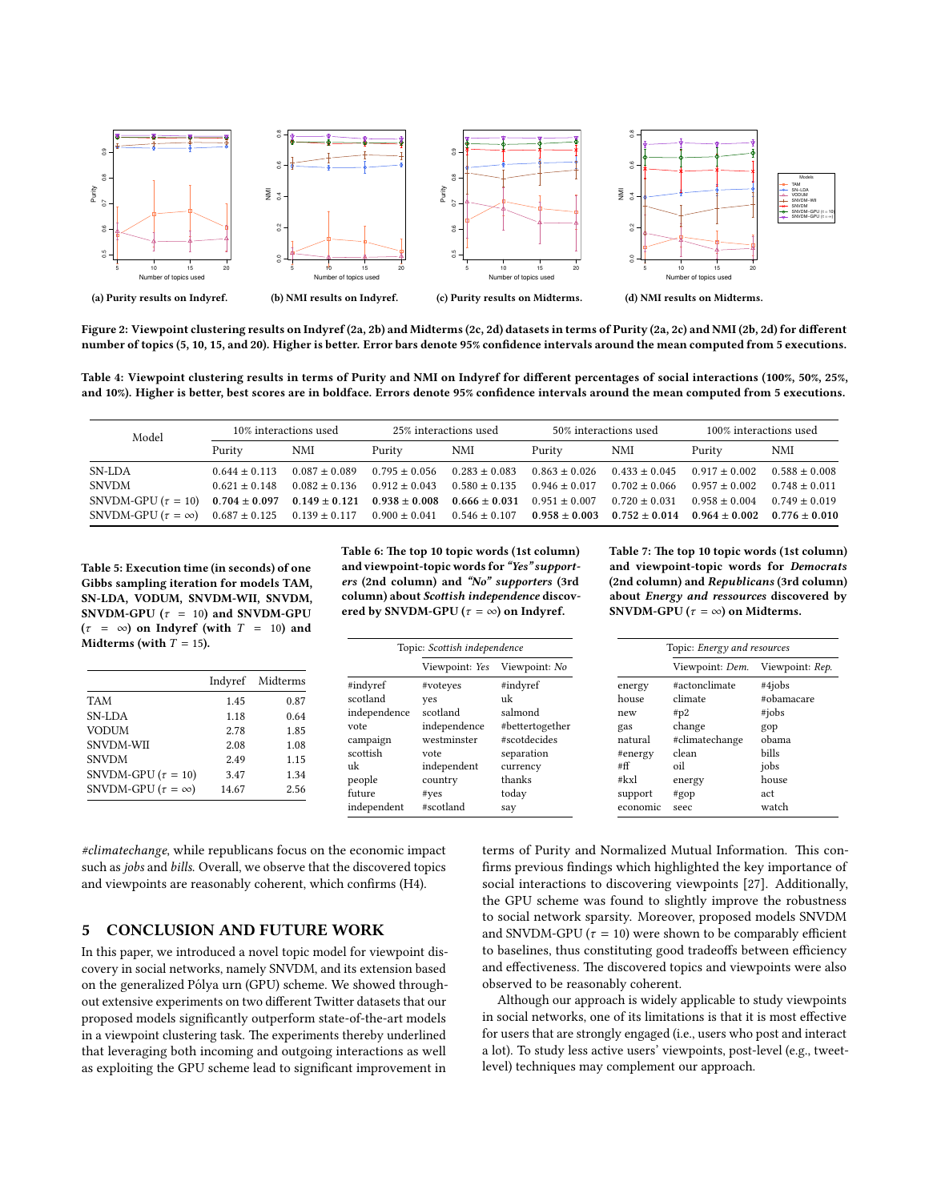(a) Purity results on Indyref.

(b) NMI results on Indyref.

(c) Purity results on Midterms.

(d) NMI results on Midterms.

**Figure 2: Viewpoint clustering results on Indyref (2a, 2b) and Midterms (2c, 2d) datasets in terms of Purity (2a, 2c) and NMI (2b, 2d) for different number of topics (5, 10, 15, and 20). Higher is better. Error bars denote 95% confidence intervals around the mean computed from 5 executions.**

**Table 4: Viewpoint clustering results in terms of Purity and NMI on Indyref for different percentages of social interactions (100%, 50%, 25%, and 10%). Higher is better, best scores are in boldface. Errors denote 95% confidence intervals around the mean computed from 5 executions.**

| Model | 10% interactions used | | 25% interactions used | | 50% interactions used | | 100% interactions used | |
|---|---|---|---|---|---|---|---|---|
| | Purity | NMI | Purity | NMI | Purity | NMI | Purity | NMI |
| SN-LDA | $0.644 \pm 0.113$ | $0.087 \pm 0.089$ | $0.795 \pm 0.056$ | $0.283 \pm 0.083$ | $0.863 \pm 0.026$ | $0.433 \pm 0.045$ | $0.917 \pm 0.002$ | $0.588 \pm 0.008$ |
| SNVDM | $0.621 \pm 0.148$ | $0.082 \pm 0.136$ | $0.912 \pm 0.043$ | $0.580 \pm 0.135$ | $0.946 \pm 0.017$ | $0.702 \pm 0.066$ | $0.957 \pm 0.002$ | $0.748 \pm 0.011$ |
| SNVDM-GPU ($\tau = 10$) | $\mathbf{0.704 \pm 0.097}$ | $\mathbf{0.149 \pm 0.121}$ | $\mathbf{0.938 \pm 0.008}$ | $\mathbf{0.666 \pm 0.031}$ | $0.951 \pm 0.007$ | $0.720 \pm 0.031$ | $0.958 \pm 0.004$ | $0.749 \pm 0.019$ |
| SNVDM-GPU ($\tau = \infty$) | $0.687 \pm 0.125$ | $0.139 \pm 0.117$ | $0.900 \pm 0.041$ | $0.546 \pm 0.107$ | $\mathbf{0.958 \pm 0.003}$ | $\mathbf{0.752 \pm 0.014}$ | $\mathbf{0.964 \pm 0.002}$ | $\mathbf{0.776 \pm 0.010}$ |

**Table 5: Execution time (in seconds) of one Gibbs sampling iteration for models TAM, SN-LDA, VODUM, SNVDM-WII, SNVDM, SNVDM-GPU ($\tau = 10$) and SNVDM-GPU ($\tau = \infty$) on Indyref (with $T = 10$) and Midterms (with $T = 15$).**

| | Indyref | Midterms |
|---|---|---|
| TAM | 1.45 | 0.87 |
| SN-LDA | 1.18 | 0.64 |
| VODUM | 2.78 | 1.85 |
| SNVDM-WII | 2.08 | 1.08 |
| SNVDM | 2.49 | 1.15 |
| SNVDM-GPU ($\tau = 10$) | 3.47 | 1.34 |
| SNVDM-GPU ($\tau = \infty$) | 14.67 | 2.56 |

**Table 6: The top 10 topic words (1st column) and viewpoint-topic words for *"Yes" supporters* (2nd column) and *"No" supporters* (3rd column) about *Scottish independence* discovered by SNVDM-GPU ($\tau = \infty$) on Indyref.**

| Topic: *Scottish independence* | | |
|---|---|---|
| | Viewpoint: *Yes* | Viewpoint: *No* |
| #indyref | #voteyes | #indyref |
| scotland | yes | uk |
| independence | scotland | salmond |
| vote | independence | #bettertogether |
| campaign | westminster | #scotdecides |
| scottish | vote | separation |
| uk | independent | currency |
| people | country | thanks |
| future | #yes | today |
| independent | #scotland | say |

**Table 7: The top 10 topic words (1st column) and viewpoint-topic words for *Democrats* (2nd column) and *Republicans* (3rd column) about *Energy and ressources* discovered by SNVDM-GPU ($\tau = \infty$) on Midterms.**

| Topic: *Energy and resources* | | |
|---|---|---|
| | Viewpoint: *Dem.* | Viewpoint: *Rep.* |
| energy | #actonclimate | #4jobs |
| house | climate | #obamacare |
| new | #p2 | #jobs |
| gas | change | gop |
| natural | #climatechange | obama |
| #energy | clean | bills |
| #ff | oil | jobs |
| #kxl | energy | house |
| support | #gop | act |
| economic | seec | watch |

*#climatechange*, while republicans focus on the economic impact such as *jobs* and *bills*. Overall, we observe that the discovered topics and viewpoints are reasonably coherent, which confirms (H4).

## 5 CONCLUSION AND FUTURE WORK

In this paper, we introduced a novel topic model for viewpoint discovery in social networks, namely SNVDM, and its extension based on the generalized Pólya urn (GPU) scheme. We showed throughout extensive experiments on two different Twitter datasets that our proposed models significantly outperform state-of-the-art models in a viewpoint clustering task. The experiments thereby underlined that leveraging both incoming and outgoing interactions as well as exploiting the GPU scheme lead to significant improvement in terms of Purity and Normalized Mutual Information. This confirms previous findings which highlighted the key importance of social interactions to discovering viewpoints [27]. Additionally, the GPU scheme was found to slightly improve the robustness to social network sparsity. Moreover, proposed models SNVDM and SNVDM-GPU ($\tau = 10$) were shown to be comparably efficient to baselines, thus constituting good tradeoffs between efficiency and effectiveness. The discovered topics and viewpoints were also observed to be reasonably coherent.

Although our approach is widely applicable to study viewpoints in social networks, one of its limitations is that it is most effective for users that are strongly engaged (i.e., users who post and interact a lot). To study less active users' viewpoints, post-level (e.g., tweet-level) techniques may complement our approach.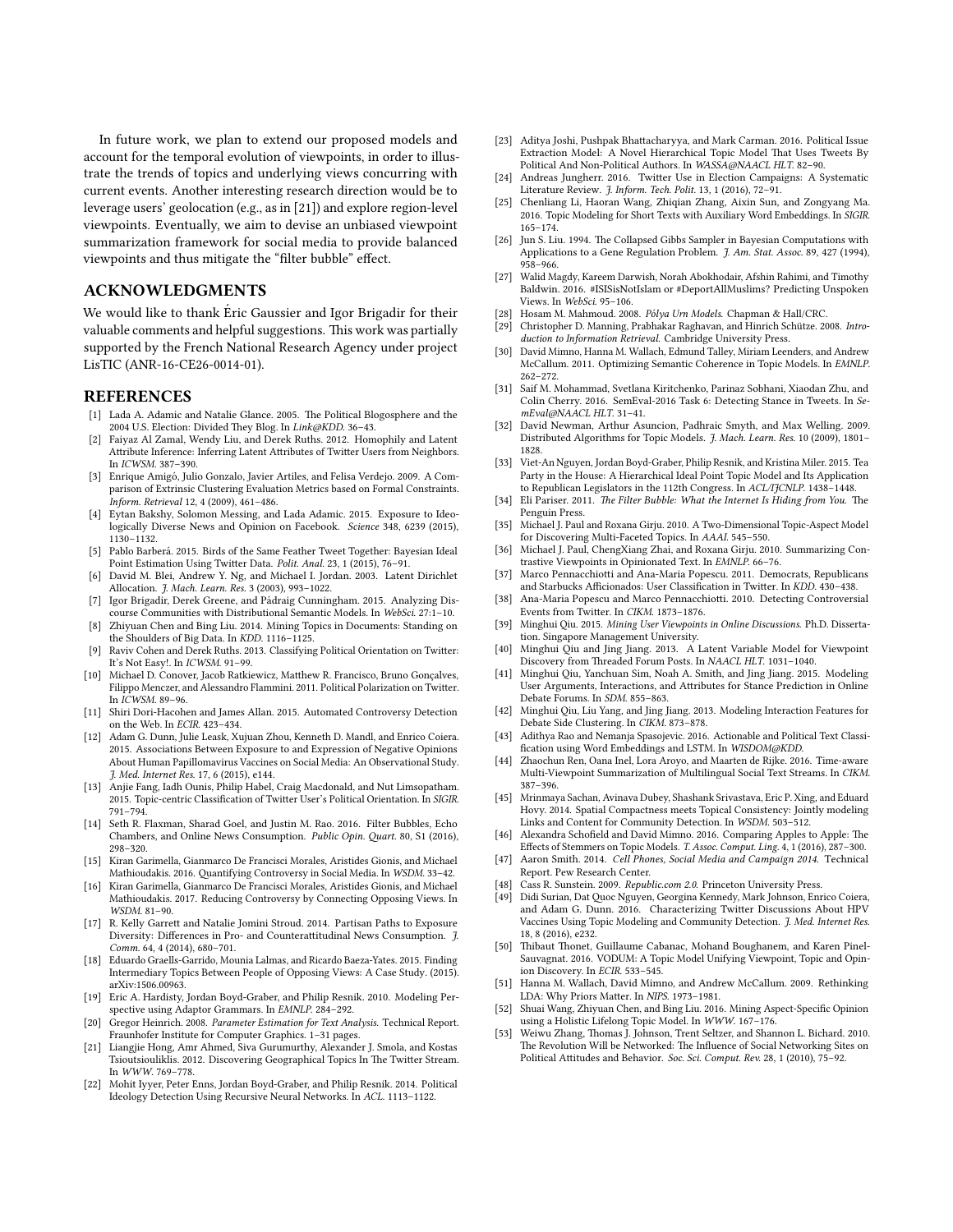In future work, we plan to extend our proposed models and account for the temporal evolution of viewpoints, in order to illustrate the trends of topics and underlying views concurring with current events. Another interesting research direction would be to leverage users' geolocation (e.g., as in [21]) and explore region-level viewpoints. Eventually, we aim to devise an unbiased viewpoint summarization framework for social media to provide balanced viewpoints and thus mitigate the "filter bubble" effect.

## ACKNOWLEDGMENTS

We would like to thank Éric Gaussier and Igor Brigadir for their valuable comments and helpful suggestions. This work was partially supported by the French National Research Agency under project LisTIC (ANR-16-CE26-0014-01).

## REFERENCES

- [1] Lada A. Adamic and Natalie Glance. 2005. The Political Blogosphere and the 2004 U.S. Election: Divided They Blog. In *Link@KDD*. 36–43.
- [2] Faiyaz Al Zamal, Wendy Liu, and Derek Ruths. 2012. Homophily and Latent Attribute Inference: Inferring Latent Attributes of Twitter Users from Neighbors. In *ICWSM*. 387–390.
- [3] Enrique Amigó, Julio Gonzalo, Javier Artiles, and Felisa Verdejo. 2009. A Comparison of Extrinsic Clustering Evaluation Metrics based on Formal Constraints. *Inform. Retrieval* 12, 4 (2009), 461–486.
- [4] Eytan Bakshy, Solomon Messing, and Lada Adamic. 2015. Exposure to Ideologically Diverse News and Opinion on Facebook. *Science* 348, 6239 (2015), 1130–1132.
- [5] Pablo Barberá. 2015. Birds of the Same Feather Tweet Together: Bayesian Ideal Point Estimation Using Twitter Data. *Polit. Anal.* 23, 1 (2015), 76–91.
- [6] David M. Blei, Andrew Y. Ng, and Michael I. Jordan. 2003. Latent Dirichlet Allocation. *J. Mach. Learn. Res.* 3 (2003), 993–1022.
- [7] Igor Brigadir, Derek Greene, and Pádraig Cunningham. 2015. Analyzing Discourse Communities with Distributional Semantic Models. In *WebSci*. 27:1–10.
- [8] Zhiyuan Chen and Bing Liu. 2014. Mining Topics in Documents: Standing on the Shoulders of Big Data. In *KDD*. 1116–1125.
- [9] Raviv Cohen and Derek Ruths. 2013. Classifying Political Orientation on Twitter: It's Not Easy!. In *ICWSM*. 91–99.
- [10] Michael D. Conover, Jacob Ratkiewicz, Matthew R. Francisco, Bruno Gonçalves, Filippo Menczer, and Alessandro Flammini. 2011. Political Polarization on Twitter. In *ICWSM*. 89–96.
- [11] Shiri Dori-Hacohen and James Allan. 2015. Automated Controversy Detection on the Web. In *ECIR*. 423–434.
- [12] Adam G. Dunn, Julie Leask, Xujuan Zhou, Kenneth D. Mandl, and Enrico Coiera. 2015. Associations Between Exposure to and Expression of Negative Opinions About Human Papillomavirus Vaccines on Social Media: An Observational Study. *J. Med. Internet Res.* 17, 6 (2015), e144.
- [13] Anjie Fang, Iadh Ounis, Philip Habel, Craig Macdonald, and Nut Limsopatham. 2015. Topic-centric Classification of Twitter User's Political Orientation. In *SIGIR*. 791–794.
- [14] Seth R. Flaxman, Sharad Goel, and Justin M. Rao. 2016. Filter Bubbles, Echo Chambers, and Online News Consumption. *Public Opin. Quart.* 80, S1 (2016), 298–320.
- [15] Kiran Garimella, Gianmarco De Francisci Morales, Aristides Gionis, and Michael Mathioudakis. 2016. Quantifying Controversy in Social Media. In *WSDM*. 33–42.
- [16] Kiran Garimella, Gianmarco De Francisci Morales, Aristides Gionis, and Michael Mathioudakis. 2017. Reducing Controversy by Connecting Opposing Views. In *WSDM*. 81–90.
- [17] R. Kelly Garrett and Natalie Jomini Stroud. 2014. Partisan Paths to Exposure Diversity: Differences in Pro- and Counterattitudinal News Consumption. *J. Comm.* 64, 4 (2014), 680–701.
- [18] Eduardo Graells-Garrido, Mounia Lalmas, and Ricardo Baeza-Yates. 2015. Finding Intermediary Topics Between People of Opposing Views: A Case Study. (2015). arXiv:1506.00963.
- [19] Eric A. Hardisty, Jordan Boyd-Graber, and Philip Resnik. 2010. Modeling Perspective using Adaptor Grammars. In *EMNLP*. 284–292.
- [20] Gregor Heinrich. 2008. *Parameter Estimation for Text Analysis.* Technical Report. Fraunhofer Institute for Computer Graphics. 1–31 pages.
- [21] Liangjie Hong, Amr Ahmed, Siva Gurumurthy, Alexander J. Smola, and Kostas Tsioutsiouliklis. 2012. Discovering Geographical Topics In The Twitter Stream. In *WWW*. 769–778.
- [22] Mohit Iyyer, Peter Enns, Jordan Boyd-Graber, and Philip Resnik. 2014. Political Ideology Detection Using Recursive Neural Networks. In *ACL*. 1113–1122.
- [23] Aditya Joshi, Pushpak Bhattacharyya, and Mark Carman. 2016. Political Issue Extraction Model: A Novel Hierarchical Topic Model That Uses Tweets By Political And Non-Political Authors. In *WASSA@NAACL HLT*. 82–90.
- [24] Andreas Jungherr. 2016. Twitter Use in Election Campaigns: A Systematic Literature Review. *J. Inform. Tech. Polit.* 13, 1 (2016), 72–91.
- [25] Chenliang Li, Haoran Wang, Zhiqian Zhang, Aixin Sun, and Zongyang Ma. 2016. Topic Modeling for Short Texts with Auxiliary Word Embeddings. In *SIGIR*. 165–174.
- [26] Jun S. Liu. 1994. The Collapsed Gibbs Sampler in Bayesian Computations with Applications to a Gene Regulation Problem. *J. Am. Stat. Assoc.* 89, 427 (1994), 958–966.
- [27] Walid Magdy, Kareem Darwish, Norah Abokhodair, Afshin Rahimi, and Timothy Baldwin. 2016. #ISISisNotIslam or #DeportAllMuslims? Predicting Unspoken Views. In *WebSci*. 95–106.
- [28] Hosam M. Mahmoud. 2008. *Pólya Urn Models*. Chapman & Hall/CRC.
- [29] Christopher D. Manning, Prabhakar Raghavan, and Hinrich Schütze. 2008. *Introduction to Information Retrieval.* Cambridge University Press.
- [30] David Mimno, Hanna M. Wallach, Edmund Talley, Miriam Leenders, and Andrew McCallum. 2011. Optimizing Semantic Coherence in Topic Models. In *EMNLP*. 262–272.
- [31] Saif M. Mohammad, Svetlana Kiritchenko, Parinaz Sobhani, Xiaodan Zhu, and Colin Cherry. 2016. SemEval-2016 Task 6: Detecting Stance in Tweets. In *SemEval@NAACL HLT*. 31–41.
- [32] David Newman, Arthur Asuncion, Padhraic Smyth, and Max Welling. 2009. Distributed Algorithms for Topic Models. *J. Mach. Learn. Res.* 10 (2009), 1801–1828.
- [33] Viet-An Nguyen, Jordan Boyd-Graber, Philip Resnik, and Kristina Miler. 2015. Tea Party in the House: A Hierarchical Ideal Point Topic Model and Its Application to Republican Legislators in the 112th Congress. In *ACL/IJCNLP*. 1438–1448.
- [34] Eli Pariser. 2011. *The Filter Bubble: What the Internet Is Hiding from You.* The Penguin Press.
- [35] Michael J. Paul and Roxana Girju. 2010. A Two-Dimensional Topic-Aspect Model for Discovering Multi-Faceted Topics. In *AAAI*. 545–550.
- [36] Michael J. Paul, ChengXiang Zhai, and Roxana Girju. 2010. Summarizing Contrastive Viewpoints in Opinionated Text. In *EMNLP*. 66–76.
- [37] Marco Pennacchiotti and Ana-Maria Popescu. 2011. Democrats, Republicans and Starbucks Afficionados: User Classification in Twitter. In *KDD*. 430–438.
- [38] Ana-Maria Popescu and Marco Pennacchiotti. 2010. Detecting Controversial Events from Twitter. In *CIKM*. 1873–1876.
- [39] Minghui Qiu. 2015. *Mining User Viewpoints in Online Discussions.* Ph.D. Dissertation. Singapore Management University.
- [40] Minghui Qiu and Jing Jiang. 2013. A Latent Variable Model for Viewpoint Discovery from Threaded Forum Posts. In *NAACL HLT*. 1031–1040.
- [41] Minghui Qiu, Yanchuan Sim, Noah A. Smith, and Jing Jiang. 2015. Modeling User Arguments, Interactions, and Attributes for Stance Prediction in Online Debate Forums. In *SDM*. 855–863.
- [42] Minghui Qiu, Liu Yang, and Jing Jiang. 2013. Modeling Interaction Features for Debate Side Clustering. In *CIKM*. 873–878.
- [43] Adithya Rao and Nemanja Spasojevic. 2016. Actionable and Political Text Classification using Word Embeddings and LSTM. In *WISDOM@KDD*.
- [44] Zhaochun Ren, Oana Inel, Lora Aroyo, and Maarten de Rijke. 2016. Time-aware Multi-Viewpoint Summarization of Multilingual Social Text Streams. In *CIKM*. 387–396.
- [45] Mrinmaya Sachan, Avinava Dubey, Shashank Srivastava, Eric P. Xing, and Eduard Hovy. 2014. Spatial Compactness meets Topical Consistency: Jointly modeling Links and Content for Community Detection. In *WSDM*. 503–512.
- [46] Alexandra Schofield and David Mimno. 2016. Comparing Apples to Apple: The Effects of Stemmers on Topic Models. *T. Assoc. Comput. Ling.* 4, 1 (2016), 287–300.
- [47] Aaron Smith. 2014. *Cell Phones, Social Media and Campaign 2014.* Technical Report. Pew Research Center.
- [48] Cass R. Sunstein. 2009. *Republic.com 2.0.* Princeton University Press.
- [49] Didi Surian, Dat Quoc Nguyen, Georgina Kennedy, Mark Johnson, Enrico Coiera, and Adam G. Dunn. 2016. Characterizing Twitter Discussions About HPV Vaccines Using Topic Modeling and Community Detection. *J. Med. Internet Res.* 18, 8 (2016), e232.
- [50] Thibaut Thonet, Guillaume Cabanac, Mohand Boughanem, and Karen Pinel-Sauvagnat. 2016. VODUM: A Topic Model Unifying Viewpoint, Topic and Opinion Discovery. In *ECIR*. 533–545.
- [51] Hanna M. Wallach, David Mimno, and Andrew McCallum. 2009. Rethinking LDA: Why Priors Matter. In *NIPS*. 1973–1981.
- [52] Shuai Wang, Zhiyuan Chen, and Bing Liu. 2016. Mining Aspect-Specific Opinion using a Holistic Lifelong Topic Model. In *WWW*. 167–176.
- [53] Weiwu Zhang, Thomas J. Johnson, Trent Seltzer, and Shannon L. Bichard. 2010. The Revolution Will be Networked: The Influence of Social Networking Sites on Political Attitudes and Behavior. *Soc. Sci. Comput. Rev.* 28, 1 (2010), 75–92.